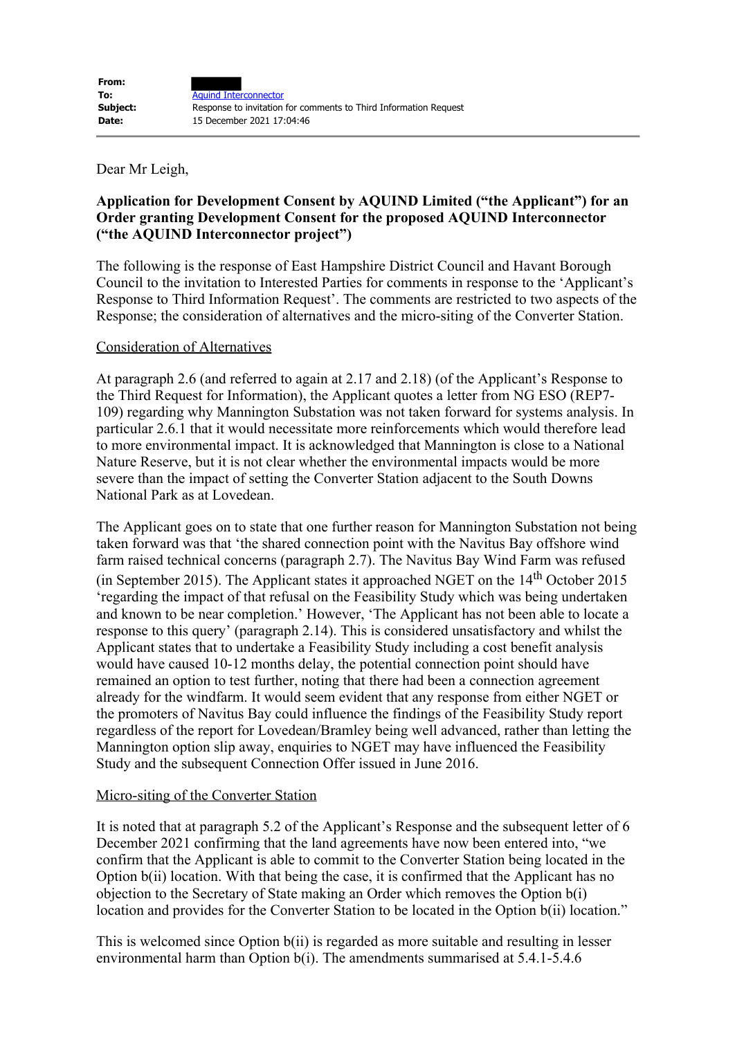| | |
|---|---|
| **From:** | |
| **To:** | Aquind Interconnector |
| **Subject:** | Response to invitation for comments to Third Information Request |
| **Date:** | 15 December 2021 17:04:46 |

Dear Mr Leigh,

**Application for Development Consent by AQUIND Limited ("the Applicant") for an Order granting Development Consent for the proposed AQUIND Interconnector ("the AQUIND Interconnector project")**

The following is the response of East Hampshire District Council and Havant Borough Council to the invitation to Interested Parties for comments in response to the 'Applicant's Response to Third Information Request'. The comments are restricted to two aspects of the Response; the consideration of alternatives and the micro-siting of the Converter Station.

Consideration of Alternatives

At paragraph 2.6 (and referred to again at 2.17 and 2.18) (of the Applicant's Response to the Third Request for Information), the Applicant quotes a letter from NG ESO (REP7-109) regarding why Mannington Substation was not taken forward for systems analysis. In particular 2.6.1 that it would necessitate more reinforcements which would therefore lead to more environmental impact. It is acknowledged that Mannington is close to a National Nature Reserve, but it is not clear whether the environmental impacts would be more severe than the impact of setting the Converter Station adjacent to the South Downs National Park as at Lovedean.

The Applicant goes on to state that one further reason for Mannington Substation not being taken forward was that 'the shared connection point with the Navitus Bay offshore wind farm raised technical concerns (paragraph 2.7). The Navitus Bay Wind Farm was refused (in September 2015). The Applicant states it approached NGET on the 14th October 2015 'regarding the impact of that refusal on the Feasibility Study which was being undertaken and known to be near completion.' However, 'The Applicant has not been able to locate a response to this query' (paragraph 2.14). This is considered unsatisfactory and whilst the Applicant states that to undertake a Feasibility Study including a cost benefit analysis would have caused 10-12 months delay, the potential connection point should have remained an option to test further, noting that there had been a connection agreement already for the windfarm. It would seem evident that any response from either NGET or the promoters of Navitus Bay could influence the findings of the Feasibility Study report regardless of the report for Lovedean/Bramley being well advanced, rather than letting the Mannington option slip away, enquiries to NGET may have influenced the Feasibility Study and the subsequent Connection Offer issued in June 2016.

Micro-siting of the Converter Station

It is noted that at paragraph 5.2 of the Applicant's Response and the subsequent letter of 6 December 2021 confirming that the land agreements have now been entered into, "we confirm that the Applicant is able to commit to the Converter Station being located in the Option b(ii) location. With that being the case, it is confirmed that the Applicant has no objection to the Secretary of State making an Order which removes the Option b(i) location and provides for the Converter Station to be located in the Option b(ii) location."

This is welcomed since Option b(ii) is regarded as more suitable and resulting in lesser environmental harm than Option b(i). The amendments summarised at 5.4.1-5.4.6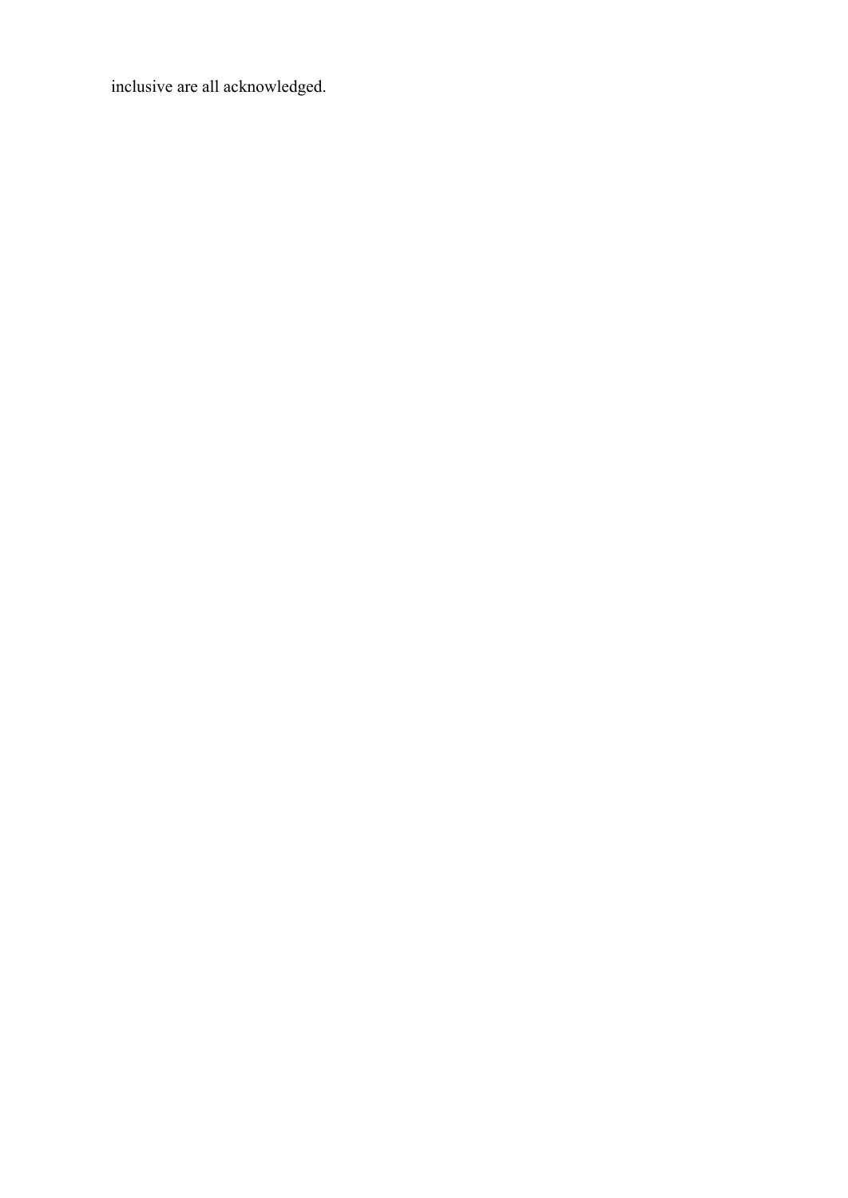inclusive are all acknowledged.